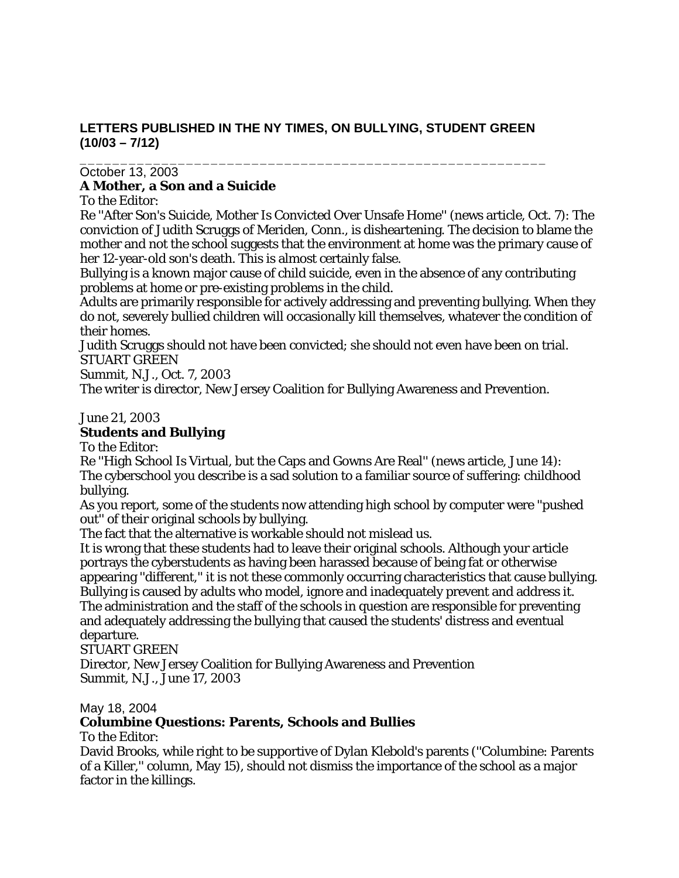**LETTERS PUBLISHED IN THE NY TIMES, ON BULLYING, STUDENT GREEN (10/03 – 7/12)**

---

October 13, 2003

**A Mother, a Son and a Suicide**

To the Editor:

Re ''After Son's Suicide, Mother Is Convicted Over Unsafe Home'' (news article, Oct. 7): The conviction of Judith Scruggs of Meriden, Conn., is disheartening. The decision to blame the mother and not the school suggests that the environment at home was the primary cause of her 12-year-old son's death. This is almost certainly false.

Bullying is a known major cause of child suicide, even in the absence of any contributing problems at home or pre-existing problems in the child.

Adults are primarily responsible for actively addressing and preventing bullying. When they do not, severely bullied children will occasionally kill themselves, whatever the condition of their homes.

Judith Scruggs should not have been convicted; she should not even have been on trial.

STUART GREEN

Summit, N.J., Oct. 7, 2003

The writer is director, New Jersey Coalition for Bullying Awareness and Prevention.

June 21, 2003

**Students and Bullying**

To the Editor:

Re ''High School Is Virtual, but the Caps and Gowns Are Real'' (news article, June 14): The cyberschool you describe is a sad solution to a familiar source of suffering: childhood bullying.

As you report, some of the students now attending high school by computer were ''pushed out'' of their original schools by bullying.

The fact that the alternative is workable should not mislead us.

It is wrong that these students had to leave their original schools. Although your article portrays the cyberstudents as having been harassed because of being fat or otherwise appearing ''different,'' it is not these commonly occurring characteristics that cause bullying. Bullying is caused by adults who model, ignore and inadequately prevent and address it. The administration and the staff of the schools in question are responsible for preventing and adequately addressing the bullying that caused the students' distress and eventual departure.

STUART GREEN

Director, New Jersey Coalition for Bullying Awareness and Prevention

Summit, N.J., June 17, 2003

May 18, 2004

**Columbine Questions: Parents, Schools and Bullies**

To the Editor:

David Brooks, while right to be supportive of Dylan Klebold's parents (''Columbine: Parents of a Killer,'' column, May 15), should not dismiss the importance of the school as a major factor in the killings.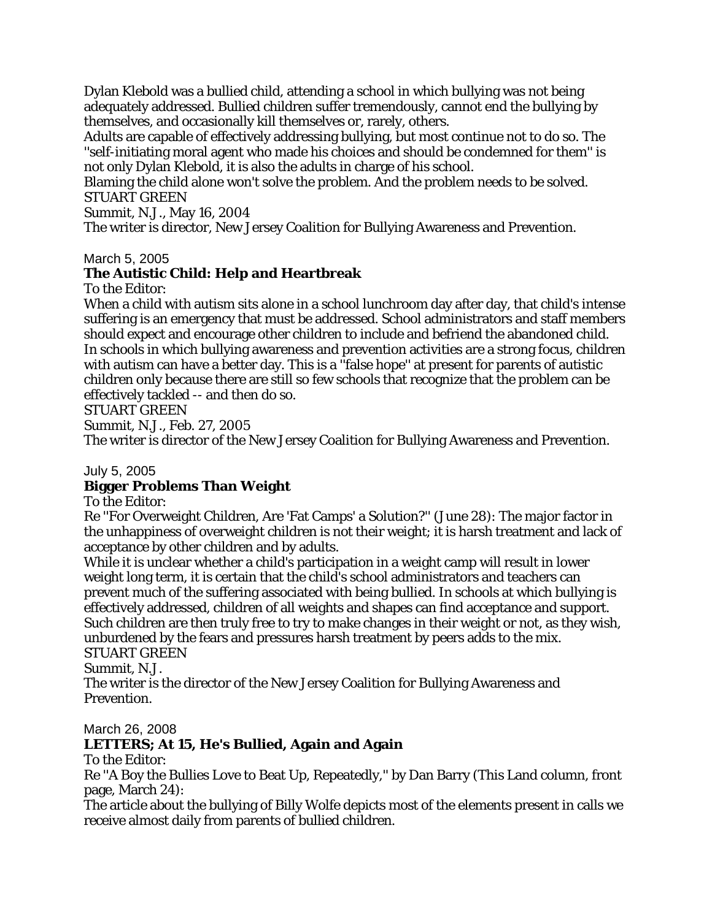Dylan Klebold was a bullied child, attending a school in which bullying was not being adequately addressed. Bullied children suffer tremendously, cannot end the bullying by themselves, and occasionally kill themselves or, rarely, others.

Adults are capable of effectively addressing bullying, but most continue not to do so. The ''self-initiating moral agent who made his choices and should be condemned for them'' is not only Dylan Klebold, it is also the adults in charge of his school.

Blaming the child alone won't solve the problem. And the problem needs to be solved.

STUART GREEN

Summit, N.J., May 16, 2004

The writer is director, New Jersey Coalition for Bullying Awareness and Prevention.

March 5, 2005

**The Autistic Child: Help and Heartbreak**

To the Editor:

When a child with autism sits alone in a school lunchroom day after day, that child's intense suffering is an emergency that must be addressed. School administrators and staff members should expect and encourage other children to include and befriend the abandoned child. In schools in which bullying awareness and prevention activities are a strong focus, children with autism can have a better day. This is a ''false hope'' at present for parents of autistic children only because there are still so few schools that recognize that the problem can be effectively tackled -- and then do so.

STUART GREEN

Summit, N.J., Feb. 27, 2005

The writer is director of the New Jersey Coalition for Bullying Awareness and Prevention.

July 5, 2005

**Bigger Problems Than Weight**

To the Editor:

Re ''For Overweight Children, Are 'Fat Camps' a Solution?'' (June 28): The major factor in the unhappiness of overweight children is not their weight; it is harsh treatment and lack of acceptance by other children and by adults.

While it is unclear whether a child's participation in a weight camp will result in lower weight long term, it is certain that the child's school administrators and teachers can prevent much of the suffering associated with being bullied. In schools at which bullying is effectively addressed, children of all weights and shapes can find acceptance and support. Such children are then truly free to try to make changes in their weight or not, as they wish, unburdened by the fears and pressures harsh treatment by peers adds to the mix.

STUART GREEN

Summit, N.J.

The writer is the director of the New Jersey Coalition for Bullying Awareness and Prevention.

March 26, 2008

**LETTERS; At 15, He's Bullied, Again and Again**

To the Editor:

Re ''A Boy the Bullies Love to Beat Up, Repeatedly,'' by Dan Barry (This Land column, front page, March 24):

The article about the bullying of Billy Wolfe depicts most of the elements present in calls we receive almost daily from parents of bullied children.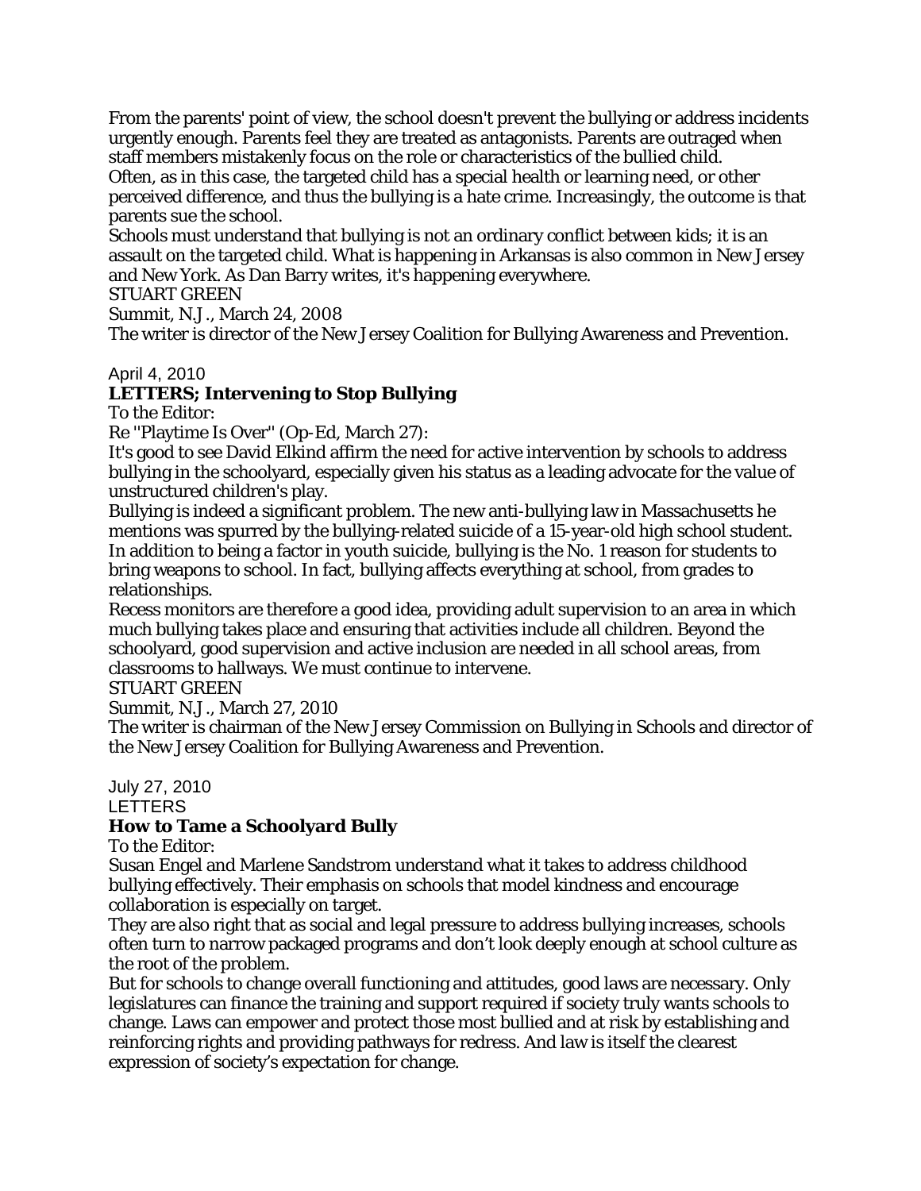From the parents' point of view, the school doesn't prevent the bullying or address incidents urgently enough. Parents feel they are treated as antagonists. Parents are outraged when staff members mistakenly focus on the role or characteristics of the bullied child.

Often, as in this case, the targeted child has a special health or learning need, or other perceived difference, and thus the bullying is a hate crime. Increasingly, the outcome is that parents sue the school.

Schools must understand that bullying is not an ordinary conflict between kids; it is an assault on the targeted child. What is happening in Arkansas is also common in New Jersey and New York. As Dan Barry writes, it's happening everywhere.

STUART GREEN

Summit, N.J., March 24, 2008

The writer is director of the New Jersey Coalition for Bullying Awareness and Prevention.

April 4, 2010

**LETTERS; Intervening to Stop Bullying**

To the Editor:

Re ''Playtime Is Over'' (Op-Ed, March 27):

It's good to see David Elkind affirm the need for active intervention by schools to address bullying in the schoolyard, especially given his status as a leading advocate for the value of unstructured children's play.

Bullying is indeed a significant problem. The new anti-bullying law in Massachusetts he mentions was spurred by the bullying-related suicide of a 15-year-old high school student. In addition to being a factor in youth suicide, bullying is the No. 1 reason for students to bring weapons to school. In fact, bullying affects everything at school, from grades to relationships.

Recess monitors are therefore a good idea, providing adult supervision to an area in which much bullying takes place and ensuring that activities include all children. Beyond the schoolyard, good supervision and active inclusion are needed in all school areas, from classrooms to hallways. We must continue to intervene.

STUART GREEN

Summit, N.J., March 27, 2010

The writer is chairman of the New Jersey Commission on Bullying in Schools and director of the New Jersey Coalition for Bullying Awareness and Prevention.

July 27, 2010

LETTERS

**How to Tame a Schoolyard Bully**

To the Editor:

Susan Engel and Marlene Sandstrom understand what it takes to address childhood bullying effectively. Their emphasis on schools that model kindness and encourage collaboration is especially on target.

They are also right that as social and legal pressure to address bullying increases, schools often turn to narrow packaged programs and don't look deeply enough at school culture as the root of the problem.

But for schools to change overall functioning and attitudes, good laws are necessary. Only legislatures can finance the training and support required if society truly wants schools to change. Laws can empower and protect those most bullied and at risk by establishing and reinforcing rights and providing pathways for redress. And law is itself the clearest expression of society's expectation for change.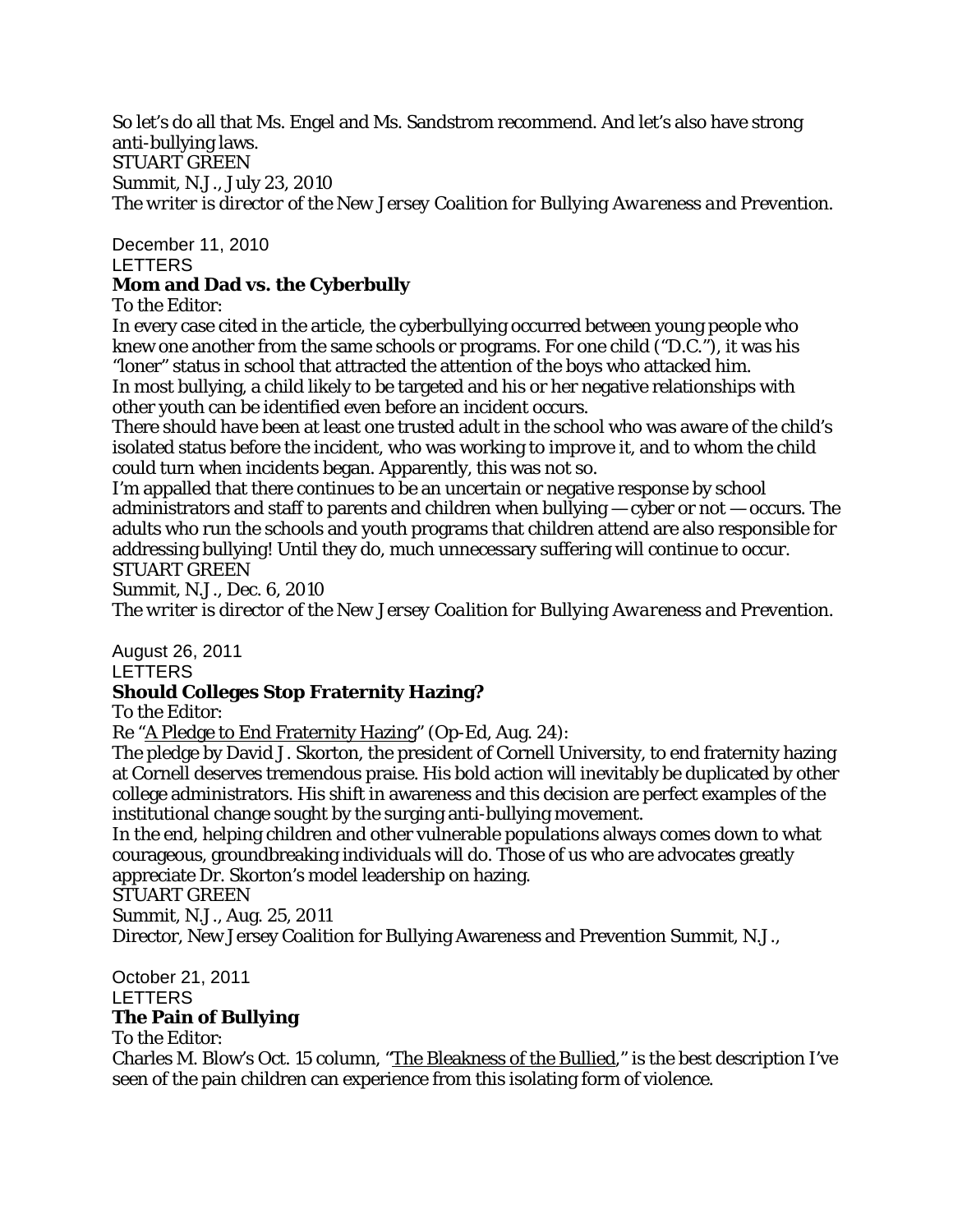So let's do all that Ms. Engel and Ms. Sandstrom recommend. And let's also have strong anti-bullying laws.

STUART GREEN

*Summit, N.J., July 23, 2010*

*The writer is director of the New Jersey Coalition for Bullying Awareness and Prevention.*

December 11, 2010

LETTERS

**Mom and Dad vs. the Cyberbully**

To the Editor:

In every case cited in the article, the cyberbullying occurred between young people who knew one another from the same schools or programs. For one child ("D.C."), it was his "loner" status in school that attracted the attention of the boys who attacked him.

In most bullying, a child likely to be targeted and his or her negative relationships with other youth can be identified even before an incident occurs.

There should have been at least one trusted adult in the school who was aware of the child's isolated status before the incident, who was working to improve it, and to whom the child could turn when incidents began. Apparently, this was not so.

I'm appalled that there continues to be an uncertain or negative response by school administrators and staff to parents and children when bullying — cyber or not — occurs. The adults who run the schools and youth programs that children attend are also responsible for addressing bullying! Until they do, much unnecessary suffering will continue to occur.

STUART GREEN

*Summit, N.J., Dec. 6, 2010*

*The writer is director of the New Jersey Coalition for Bullying Awareness and Prevention.*

August 26, 2011

LETTERS

**Should Colleges Stop Fraternity Hazing?**

To the Editor:

Re "A Pledge to End Fraternity Hazing" (Op-Ed, Aug. 24):

The pledge by David J. Skorton, the president of Cornell University, to end fraternity hazing at Cornell deserves tremendous praise. His bold action will inevitably be duplicated by other college administrators. His shift in awareness and this decision are perfect examples of the institutional change sought by the surging anti-bullying movement.

In the end, helping children and other vulnerable populations always comes down to what courageous, groundbreaking individuals will do. Those of us who are advocates greatly appreciate Dr. Skorton's model leadership on hazing.

STUART GREEN

Summit, N.J., Aug. 25, 2011

Director, New Jersey Coalition for Bullying Awareness and Prevention Summit, N.J.,

October 21, 2011

LETTERS

**The Pain of Bullying**

To the Editor:

Charles M. Blow's Oct. 15 column, "The Bleakness of the Bullied," is the best description I've seen of the pain children can experience from this isolating form of violence.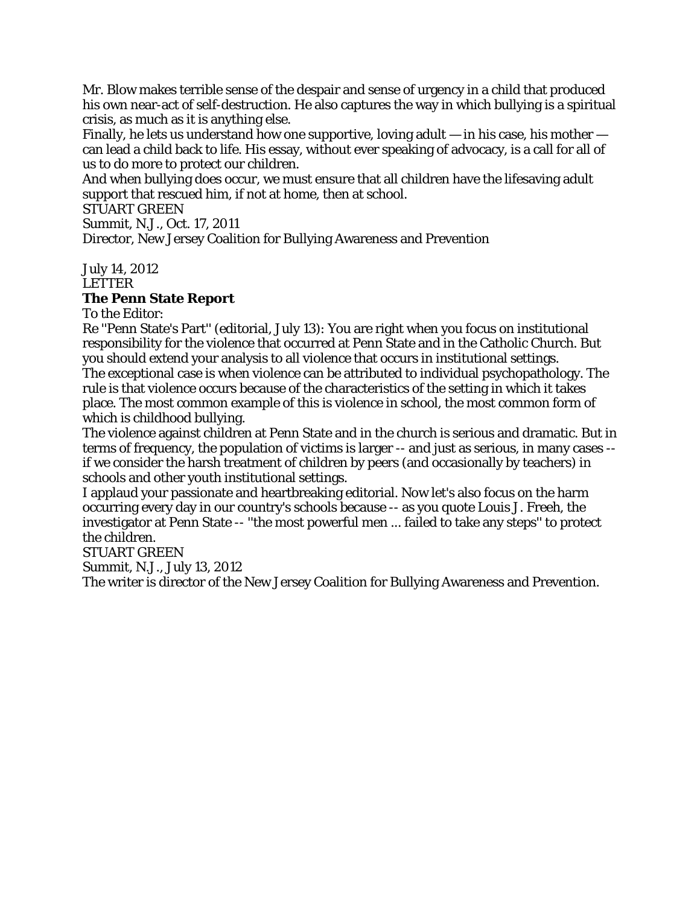Mr. Blow makes terrible sense of the despair and sense of urgency in a child that produced his own near-act of self-destruction. He also captures the way in which bullying is a spiritual crisis, as much as it is anything else.

Finally, he lets us understand how one supportive, loving adult — in his case, his mother — can lead a child back to life. His essay, without ever speaking of advocacy, is a call for all of us to do more to protect our children.

And when bullying does occur, we must ensure that all children have the lifesaving adult support that rescued him, if not at home, then at school.

STUART GREEN

Summit, N.J., Oct. 17, 2011

Director, New Jersey Coalition for Bullying Awareness and Prevention

July 14, 2012

LETTER

**The Penn State Report**

To the Editor:

Re ''Penn State's Part'' (editorial, July 13): You are right when you focus on institutional responsibility for the violence that occurred at Penn State and in the Catholic Church. But you should extend your analysis to all violence that occurs in institutional settings.

The exceptional case is when violence can be attributed to individual psychopathology. The rule is that violence occurs because of the characteristics of the setting in which it takes place. The most common example of this is violence in school, the most common form of which is childhood bullying.

The violence against children at Penn State and in the church is serious and dramatic. But in terms of frequency, the population of victims is larger -- and just as serious, in many cases -- if we consider the harsh treatment of children by peers (and occasionally by teachers) in schools and other youth institutional settings.

I applaud your passionate and heartbreaking editorial. Now let's also focus on the harm occurring every day in our country's schools because -- as you quote Louis J. Freeh, the investigator at Penn State -- ''the most powerful men ... failed to take any steps'' to protect the children.

STUART GREEN

Summit, N.J., July 13, 2012

The writer is director of the New Jersey Coalition for Bullying Awareness and Prevention.